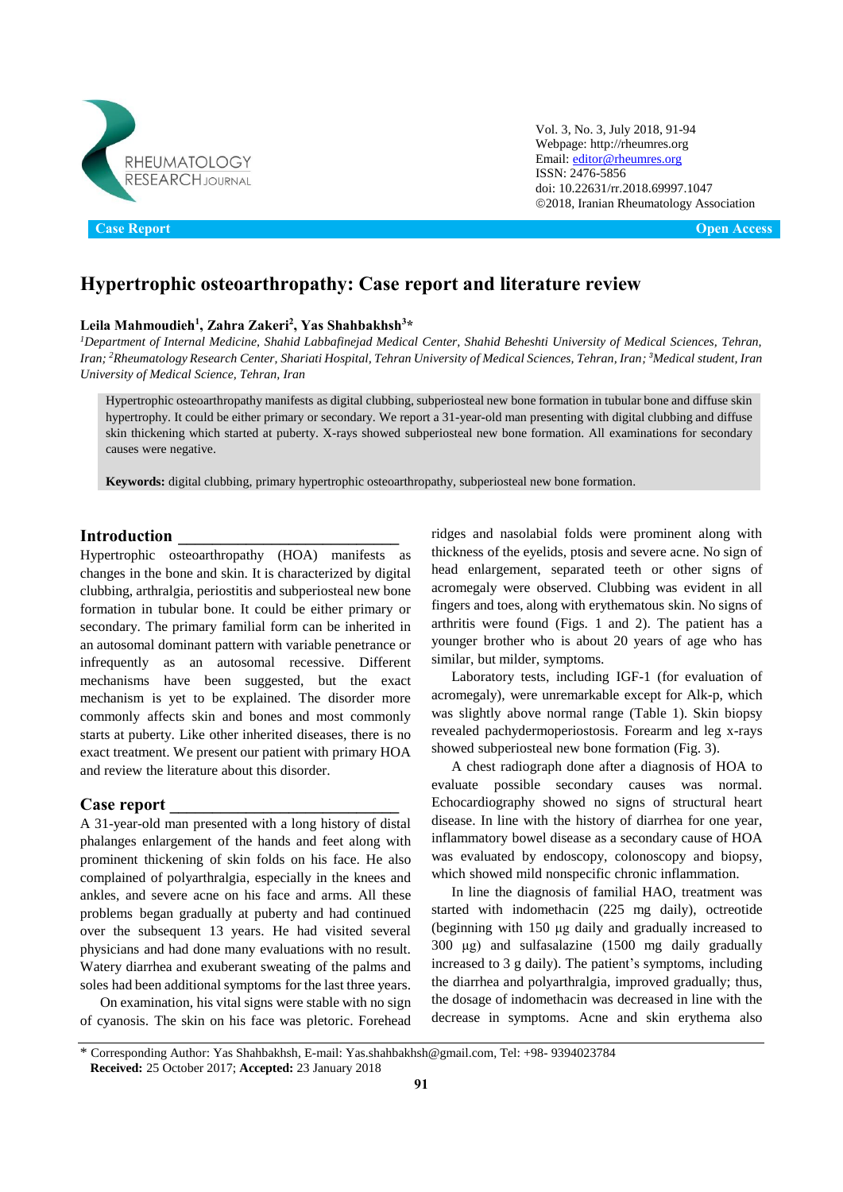Case Report | Open Access

# Hypertrophic osteoarthropathy: Case report and literature review

**Leila Mahmoudieh[1], Zahra Zakeri[2], Yas Shahbakhsh[3]***

*[1]Department of Internal Medicine, Shahid Labbafinejad Medical Center, Shahid Beheshti University of Medical Sciences, Tehran, Iran; [2]Rheumatology Research Center, Shariati Hospital, Tehran University of Medical Sciences, Tehran, Iran; [3]Medical student, Iran University of Medical Science, Tehran, Iran*

Hypertrophic osteoarthropathy manifests as digital clubbing, subperiosteal new bone formation in tubular bone and diffuse skin hypertrophy. It could be either primary or secondary. We report a 31-year-old man presenting with digital clubbing and diffuse skin thickening which started at puberty. X-rays showed subperiosteal new bone formation. All examinations for secondary causes were negative.

**Keywords:** digital clubbing, primary hypertrophic osteoarthropathy, subperiosteal new bone formation.

## Introduction

Hypertrophic osteoarthropathy (HOA) manifests as changes in the bone and skin. It is characterized by digital clubbing, arthralgia, periostitis and subperiosteal new bone formation in tubular bone. It could be either primary or secondary. The primary familial form can be inherited in an autosomal dominant pattern with variable penetrance or infrequently as an autosomal recessive. Different mechanisms have been suggested, but the exact mechanism is yet to be explained. The disorder more commonly affects skin and bones and most commonly starts at puberty. Like other inherited diseases, there is no exact treatment. We present our patient with primary HOA and review the literature about this disorder.

## Case report

A 31-year-old man presented with a long history of distal phalanges enlargement of the hands and feet along with prominent thickening of skin folds on his face. He also complained of polyarthralgia, especially in the knees and ankles, and severe acne on his face and arms. All these problems began gradually at puberty and had continued over the subsequent 13 years. He had visited several physicians and had done many evaluations with no result. Watery diarrhea and exuberant sweating of the palms and soles had been additional symptoms for the last three years.

On examination, his vital signs were stable with no sign of cyanosis. The skin on his face was pletoric. Forehead ridges and nasolabial folds were prominent along with thickness of the eyelids, ptosis and severe acne. No sign of head enlargement, separated teeth or other signs of acromegaly were observed. Clubbing was evident in all fingers and toes, along with erythematous skin. No signs of arthritis were found (Figs. 1 and 2). The patient has a younger brother who is about 20 years of age who has similar, but milder, symptoms.

Laboratory tests, including IGF-1 (for evaluation of acromegaly), were unremarkable except for Alk-p, which was slightly above normal range (Table 1). Skin biopsy revealed pachydermoperiostosis. Forearm and leg x-rays showed subperiosteal new bone formation (Fig. 3).

A chest radiograph done after a diagnosis of HOA to evaluate possible secondary causes was normal. Echocardiography showed no signs of structural heart disease. In line with the history of diarrhea for one year, inflammatory bowel disease as a secondary cause of HOA was evaluated by endoscopy, colonoscopy and biopsy, which showed mild nonspecific chronic inflammation.

In line the diagnosis of familial HAO, treatment was started with indomethacin (225 mg daily), octreotide (beginning with 150 µg daily and gradually increased to 300 µg) and sulfasalazine (1500 mg daily gradually increased to 3 g daily). The patient's symptoms, including the diarrhea and polyarthralgia, improved gradually; thus, the dosage of indomethacin was decreased in line with the decrease in symptoms. Acne and skin erythema also

* Corresponding Author: Yas Shahbakhsh, E-mail: Yas.shahbakhsh@gmail.com, Tel: +98- 9394023784
**Received:** 25 October 2017; **Accepted:** 23 January 2018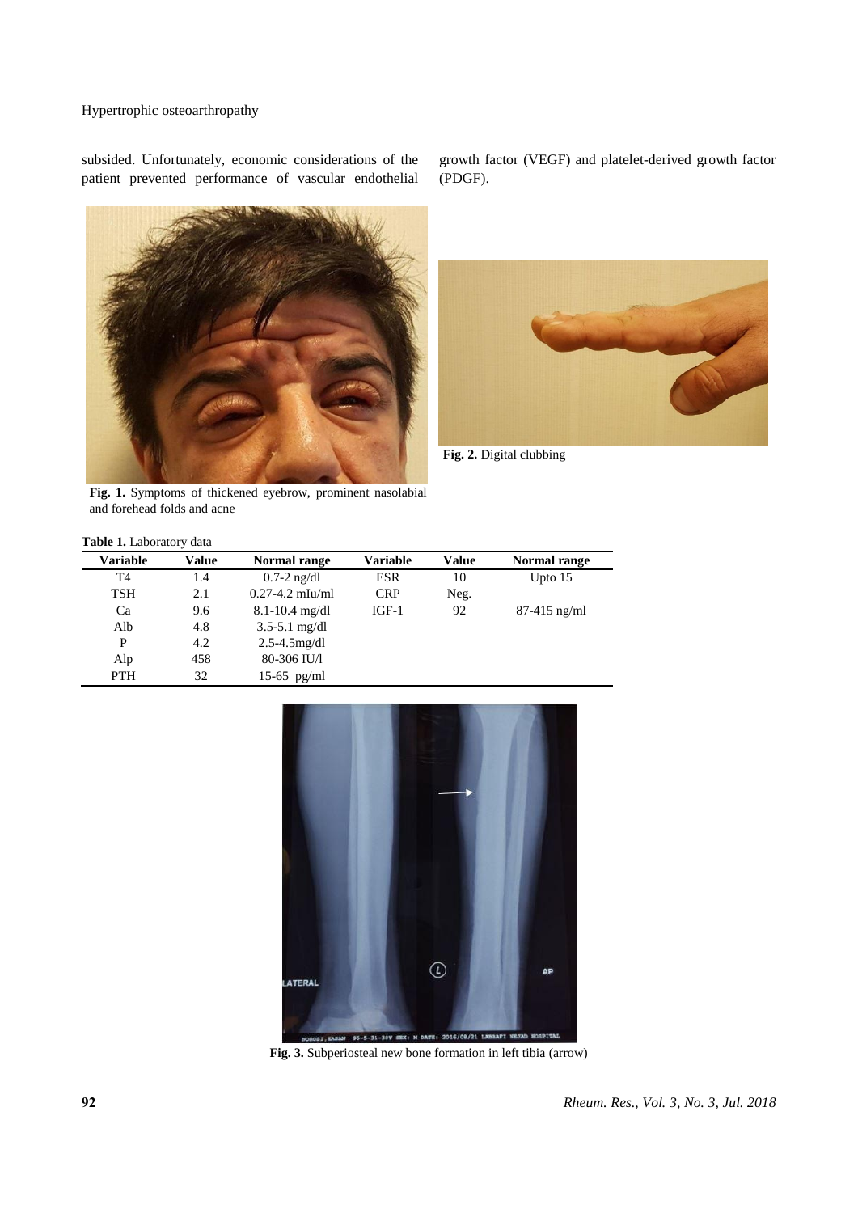subsided. Unfortunately, economic considerations of the patient prevented performance of vascular endothelial growth factor (VEGF) and platelet-derived growth factor (PDGF).

**Fig. 1.** Symptoms of thickened eyebrow, prominent nasolabial and forehead folds and acne

**Fig. 2.** Digital clubbing

**Table 1.** Laboratory data

| Variable | Value | Normal range | Variable | Value | Normal range |
|---|---|---|---|---|---|
| T4 | 1.4 | 0.7-2 ng/dl | ESR | 10 | Upto 15 |
| TSH | 2.1 | 0.27-4.2 mIu/ml | CRP | Neg. | |
| Ca | 9.6 | 8.1-10.4 mg/dl | IGF-1 | 92 | 87-415 ng/ml |
| Alb | 4.8 | 3.5-5.1 mg/dl | | | |
| P | 4.2 | 2.5-4.5mg/dl | | | |
| Alp | 458 | 80-306 IU/l | | | |
| PTH | 32 | 15-65 pg/ml | | | |

**Fig. 3.** Subperiosteal new bone formation in left tibia (arrow)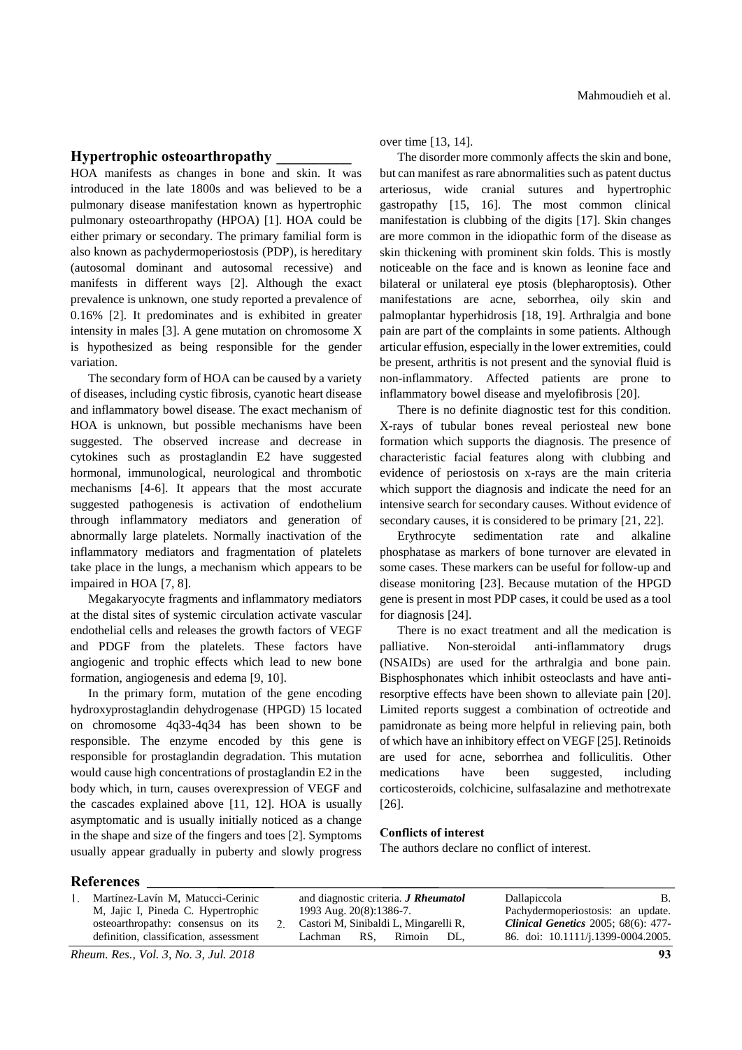## Hypertrophic osteoarthropathy

HOA manifests as changes in bone and skin. It was introduced in the late 1800s and was believed to be a pulmonary disease manifestation known as hypertrophic pulmonary osteoarthropathy (HPOA) [1]. HOA could be either primary or secondary. The primary familial form is also known as pachydermoperiostosis (PDP), is hereditary (autosomal dominant and autosomal recessive) and manifests in different ways [2]. Although the exact prevalence is unknown, one study reported a prevalence of 0.16% [2]. It predominates and is exhibited in greater intensity in males [3]. A gene mutation on chromosome X is hypothesized as being responsible for the gender variation.

The secondary form of HOA can be caused by a variety of diseases, including cystic fibrosis, cyanotic heart disease and inflammatory bowel disease. The exact mechanism of HOA is unknown, but possible mechanisms have been suggested. The observed increase and decrease in cytokines such as prostaglandin E2 have suggested hormonal, immunological, neurological and thrombotic mechanisms [4-6]. It appears that the most accurate suggested pathogenesis is activation of endothelium through inflammatory mediators and generation of abnormally large platelets. Normally inactivation of the inflammatory mediators and fragmentation of platelets take place in the lungs, a mechanism which appears to be impaired in HOA [7, 8].

Megakaryocyte fragments and inflammatory mediators at the distal sites of systemic circulation activate vascular endothelial cells and releases the growth factors of VEGF and PDGF from the platelets. These factors have angiogenic and trophic effects which lead to new bone formation, angiogenesis and edema [9, 10].

In the primary form, mutation of the gene encoding hydroxyprostaglandin dehydrogenase (HPGD) 15 located on chromosome 4q33-4q34 has been shown to be responsible. The enzyme encoded by this gene is responsible for prostaglandin degradation. This mutation would cause high concentrations of prostaglandin E2 in the body which, in turn, causes overexpression of VEGF and the cascades explained above [11, 12]. HOA is usually asymptomatic and is usually initially noticed as a change in the shape and size of the fingers and toes [2]. Symptoms usually appear gradually in puberty and slowly progress over time [13, 14].

The disorder more commonly affects the skin and bone, but can manifest as rare abnormalities such as patent ductus arteriosus, wide cranial sutures and hypertrophic gastropathy [15, 16]. The most common clinical manifestation is clubbing of the digits [17]. Skin changes are more common in the idiopathic form of the disease as skin thickening with prominent skin folds. This is mostly noticeable on the face and is known as leonine face and bilateral or unilateral eye ptosis (blepharoptosis). Other manifestations are acne, seborrhea, oily skin and palmoplantar hyperhidrosis [18, 19]. Arthralgia and bone pain are part of the complaints in some patients. Although articular effusion, especially in the lower extremities, could be present, arthritis is not present and the synovial fluid is non-inflammatory. Affected patients are prone to inflammatory bowel disease and myelofibrosis [20].

There is no definite diagnostic test for this condition. X-rays of tubular bones reveal periosteal new bone formation which supports the diagnosis. The presence of characteristic facial features along with clubbing and evidence of periostosis on x-rays are the main criteria which support the diagnosis and indicate the need for an intensive search for secondary causes. Without evidence of secondary causes, it is considered to be primary [21, 22].

Erythrocyte sedimentation rate and alkaline phosphatase as markers of bone turnover are elevated in some cases. These markers can be useful for follow-up and disease monitoring [23]. Because mutation of the HPGD gene is present in most PDP cases, it could be used as a tool for diagnosis [24].

There is no exact treatment and all the medication is palliative. Non-steroidal anti-inflammatory drugs (NSAIDs) are used for the arthralgia and bone pain. Bisphosphonates which inhibit osteoclasts and have anti-resorptive effects have been shown to alleviate pain [20]. Limited reports suggest a combination of octreotide and pamidronate as being more helpful in relieving pain, both of which have an inhibitory effect on VEGF [25]. Retinoids are used for acne, seborrhea and folliculitis. Other medications have been suggested, including corticosteroids, colchicine, sulfasalazine and methotrexate [26].

**Conflicts of interest**

The authors declare no conflict of interest.

## References

1. Martínez-Lavín M, Matucci-Cerinic M, Jajic I, Pineda C. Hypertrophic osteoarthropathy: consensus on its definition, classification, assessment and diagnostic criteria. ***J Rheumatol*** 1993 Aug. 20(8):1386-7.
2. Castori M, Sinibaldi L, Mingarelli R, Lachman RS, Rimoin DL, Dallapiccola B. Pachydermoperiostosis: an update. ***Clinical Genetics*** 2005; 68(6): 477-86. doi: 10.1111/j.1399-0004.2005.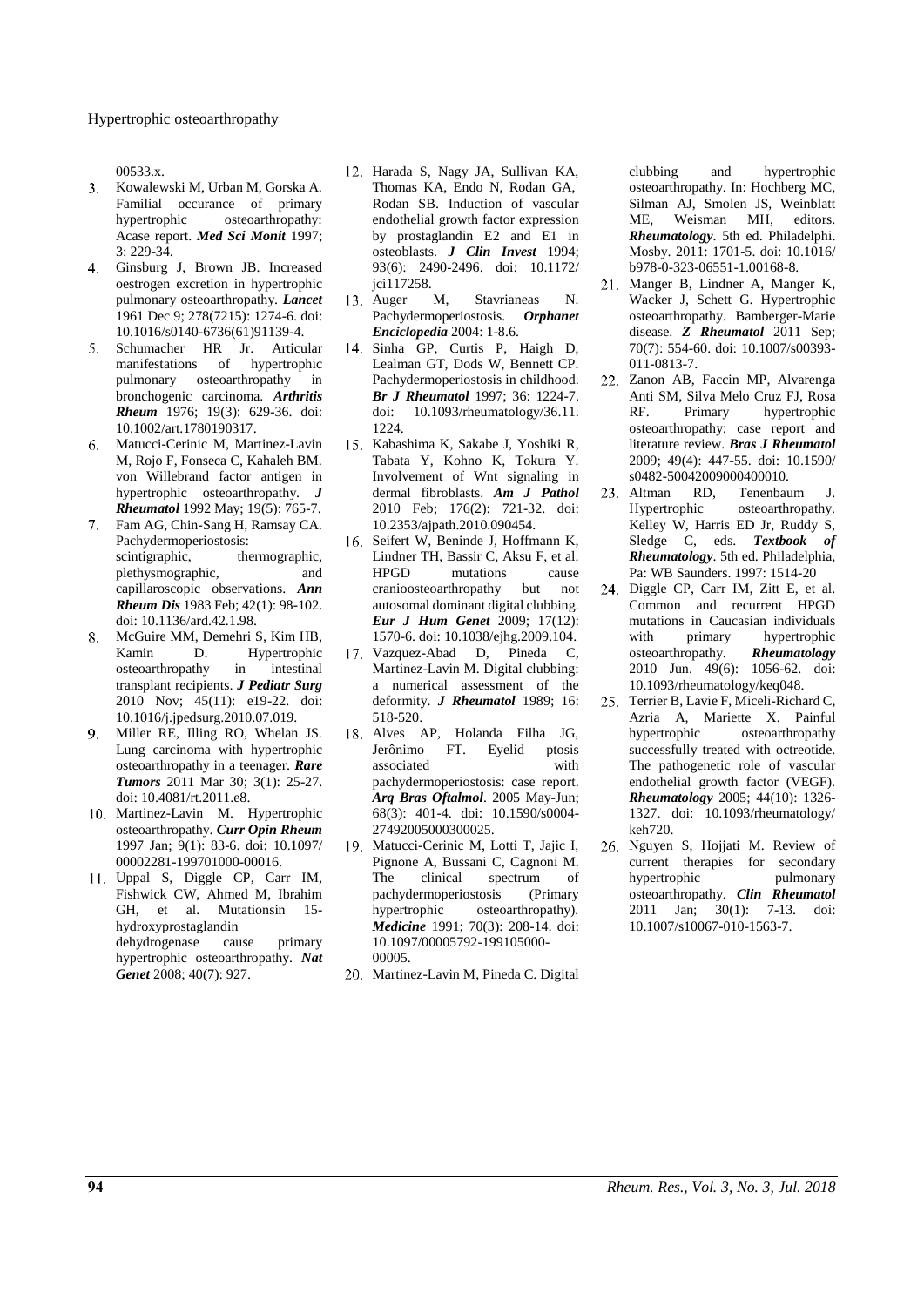00533.x.

3. Kowalewski M, Urban M, Gorska A. Familial occurance of primary hypertrophic osteoarthropathy: Acase report. ***Med Sci Monit*** 1997; 3: 229-34.
4. Ginsburg J, Brown JB. Increased oestrogen excretion in hypertrophic pulmonary osteoarthropathy. ***Lancet*** 1961 Dec 9; 278(7215): 1274-6. doi: 10.1016/s0140-6736(61)91139-4.
5. Schumacher HR Jr. Articular manifestations of hypertrophic pulmonary osteoarthropathy in bronchogenic carcinoma. ***Arthritis Rheum*** 1976; 19(3): 629-36. doi: 10.1002/art.1780190317.
6. Matucci-Cerinic M, Martinez-Lavin M, Rojo F, Fonseca C, Kahaleh BM. von Willebrand factor antigen in hypertrophic osteoarthropathy. ***J Rheumatol*** 1992 May; 19(5): 765-7.
7. Fam AG, Chin-Sang H, Ramsay CA. Pachydermoperiostosis: scintigraphic, thermographic, plethysmographic, and capillaroscopic observations. ***Ann Rheum Dis*** 1983 Feb; 42(1): 98-102. doi: 10.1136/ard.42.1.98.
8. McGuire MM, Demehri S, Kim HB, Kamin D. Hypertrophic osteoarthropathy in intestinal transplant recipients. ***J Pediatr Surg*** 2010 Nov; 45(11): e19-22. doi: 10.1016/j.jpedsurg.2010.07.019.
9. Miller RE, Illing RO, Whelan JS. Lung carcinoma with hypertrophic osteoarthropathy in a teenager. ***Rare Tumors*** 2011 Mar 30; 3(1): 25-27. doi: 10.4081/rt.2011.e8.
10. Martinez-Lavin M. Hypertrophic osteoarthropathy. ***Curr Opin Rheum*** 1997 Jan; 9(1): 83-6. doi: 10.1097/00002281-199701000-00016.
11. Uppal S, Diggle CP, Carr IM, Fishwick CW, Ahmed M, Ibrahim GH, et al. Mutationsin 15-hydroxyprostaglandin dehydrogenase cause primary hypertrophic osteoarthropathy. ***Nat Genet*** 2008; 40(7): 927.
12. Harada S, Nagy JA, Sullivan KA, Thomas KA, Endo N, Rodan GA, Rodan SB. Induction of vascular endothelial growth factor expression by prostaglandin E2 and E1 in osteoblasts. ***J Clin Invest*** 1994; 93(6): 2490-2496. doi: 10.1172/jci117258.
13. Auger M, Stavrianeas N. Pachydermoperiostosis. ***Orphanet Enciclopedia*** 2004: 1-8.6.
14. Sinha GP, Curtis P, Haigh D, Lealman GT, Dods W, Bennett CP. Pachydermoperiostosis in childhood. ***Br J Rheumatol*** 1997; 36: 1224-7. doi: 10.1093/rheumatology/36.11.1224.
15. Kabashima K, Sakabe J, Yoshiki R, Tabata Y, Kohno K, Tokura Y. Involvement of Wnt signaling in dermal fibroblasts. ***Am J Pathol*** 2010 Feb; 176(2): 721-32. doi: 10.2353/ajpath.2010.090454.
16. Seifert W, Beninde J, Hoffmann K, Lindner TH, Bassir C, Aksu F, et al. HPGD mutations cause cranioosteoarthropathy but not autosomal dominant digital clubbing. ***Eur J Hum Genet*** 2009; 17(12): 1570-6. doi: 10.1038/ejhg.2009.104.
17. Vazquez-Abad D, Pineda C, Martinez-Lavin M. Digital clubbing: a numerical assessment of the deformity. ***J Rheumatol*** 1989; 16: 518-520.
18. Alves AP, Holanda Filha JG, Jerônimo FT. Eyelid ptosis associated with pachydermoperiostosis: case report. ***Arq Bras Oftalmol***. 2005 May-Jun; 68(3): 401-4. doi: 10.1590/s0004-27492005000300025.
19. Matucci-Cerinic M, Lotti T, Jajic I, Pignone A, Bussani C, Cagnoni M. The clinical spectrum of pachydermoperiostosis (Primary hypertrophic osteoarthropathy). ***Medicine*** 1991; 70(3): 208-14. doi: 10.1097/00005792-199105000-00005.
20. Martinez-Lavin M, Pineda C. Digital clubbing and hypertrophic osteoarthropathy. In: Hochberg MC, Silman AJ, Smolen JS, Weinblatt ME, Weisman MH, editors. ***Rheumatology***. 5th ed. Philadelphi. Mosby. 2011: 1701-5. doi: 10.1016/b978-0-323-06551-1.00168-8.
21. Manger B, Lindner A, Manger K, Wacker J, Schett G. Hypertrophic osteoarthropathy. Bamberger-Marie disease. ***Z Rheumatol*** 2011 Sep; 70(7): 554-60. doi: 10.1007/s00393-011-0813-7.
22. Zanon AB, Faccin MP, Alvarenga Anti SM, Silva Melo Cruz FJ, Rosa RF. Primary hypertrophic osteoarthropathy: case report and literature review. ***Bras J Rheumatol*** 2009; 49(4): 447-55. doi: 10.1590/s0482-50042009000400010.
23. Altman RD, Tenenbaum J. Hypertrophic osteoarthropathy. Kelley W, Harris ED Jr, Ruddy S, Sledge C, eds. ***Textbook of Rheumatology***. 5th ed. Philadelphia, Pa: WB Saunders. 1997: 1514-20
24. Diggle CP, Carr IM, Zitt E, et al. Common and recurrent HPGD mutations in Caucasian individuals with primary hypertrophic osteoarthropathy. ***Rheumatology*** 2010 Jun. 49(6): 1056-62. doi: 10.1093/rheumatology/keq048.
25. Terrier B, Lavie F, Miceli-Richard C, Azria A, Mariette X. Painful hypertrophic osteoarthropathy successfully treated with octreotide. The pathogenetic role of vascular endothelial growth factor (VEGF). ***Rheumatology*** 2005; 44(10): 1326-1327. doi: 10.1093/rheumatology/keh720.
26. Nguyen S, Hojjati M. Review of current therapies for secondary hypertrophic pulmonary osteoarthropathy. ***Clin Rheumatol*** 2011 Jan; 30(1): 7-13. doi: 10.1007/s10067-010-1563-7.